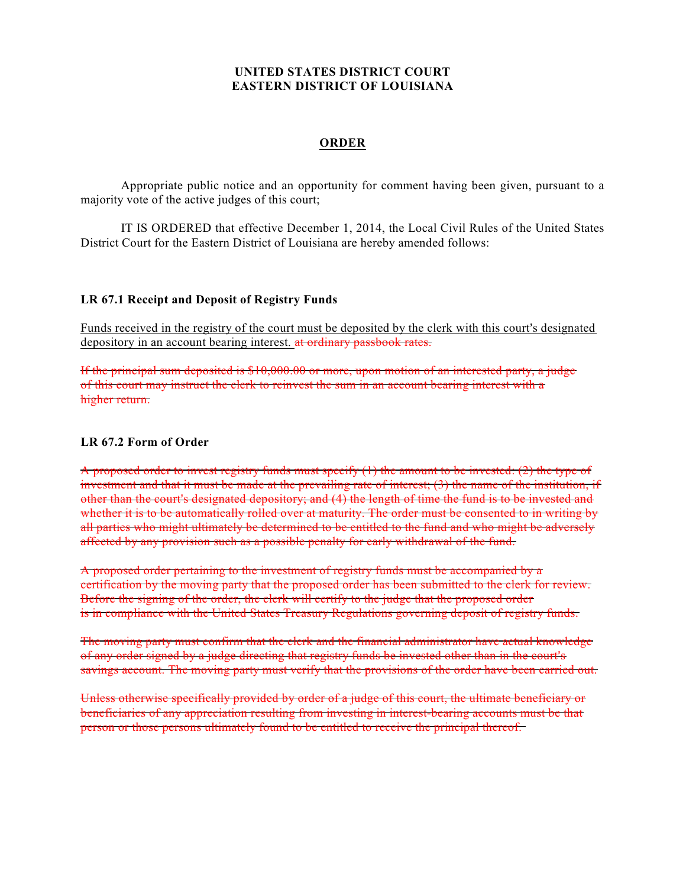**UNITED STATES DISTRICT COURT**
**EASTERN DISTRICT OF LOUISIANA**

## ORDER

Appropriate public notice and an opportunity for comment having been given, pursuant to a majority vote of the active judges of this court;

IT IS ORDERED that effective December 1, 2014, the Local Civil Rules of the United States District Court for the Eastern District of Louisiana are hereby amended follows:

### LR 67.1 Receipt and Deposit of Registry Funds

<u>Funds received in the registry of the court must be deposited by the clerk with this court's designated depository in an account bearing interest.</u> ~~at ordinary passbook rates.~~

~~If the principal sum deposited is $10,000.00 or more, upon motion of an interested party, a judge of this court may instruct the clerk to reinvest the sum in an account bearing interest with a higher return.~~

### LR 67.2 Form of Order

~~A proposed order to invest registry funds must specify (1) the amount to be invested; (2) the type of investment and that it must be made at the prevailing rate of interest; (3) the name of the institution, if other than the court's designated depository; and (4) the length of time the fund is to be invested and whether it is to be automatically rolled over at maturity. The order must be consented to in writing by all parties who might ultimately be determined to be entitled to the fund and who might be adversely affected by any provision such as a possible penalty for early withdrawal of the fund.~~

~~A proposed order pertaining to the investment of registry funds must be accompanied by a certification by the moving party that the proposed order has been submitted to the clerk for review. Before the signing of the order, the clerk will certify to the judge that the proposed order is in compliance with the United States Treasury Regulations governing deposit of registry funds.~~

~~The moving party must confirm that the clerk and the financial administrator have actual knowledge of any order signed by a judge directing that registry funds be invested other than in the court's savings account. The moving party must verify that the provisions of the order have been carried out.~~

~~Unless otherwise specifically provided by order of a judge of this court, the ultimate beneficiary or beneficiaries of any appreciation resulting from investing in interest-bearing accounts must be that person or those persons ultimately found to be entitled to receive the principal thereof.~~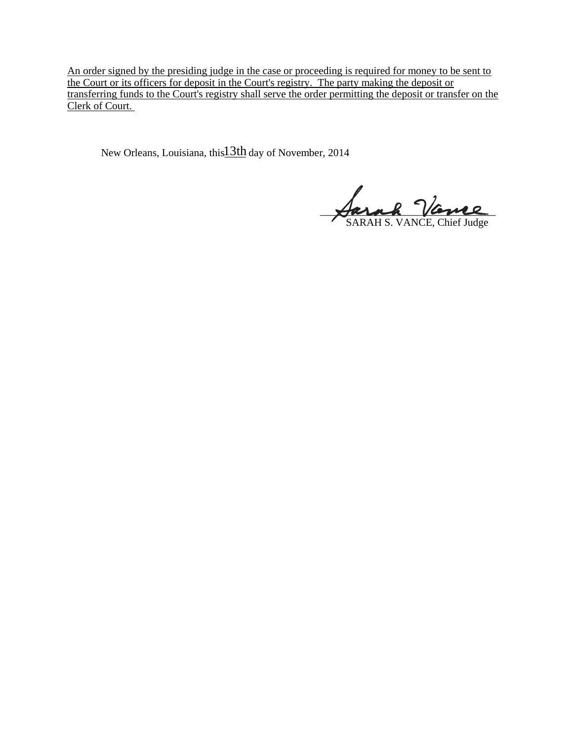<u>An order signed by the presiding judge in the case or proceeding is required for money to be sent to the Court or its officers for deposit in the Court's registry. The party making the deposit or transferring funds to the Court's registry shall serve the order permitting the deposit or transfer on the Clerk of Court.</u>

New Orleans, Louisiana, this 13th day of November, 2014

Sarah Vance

SARAH S. VANCE, Chief Judge